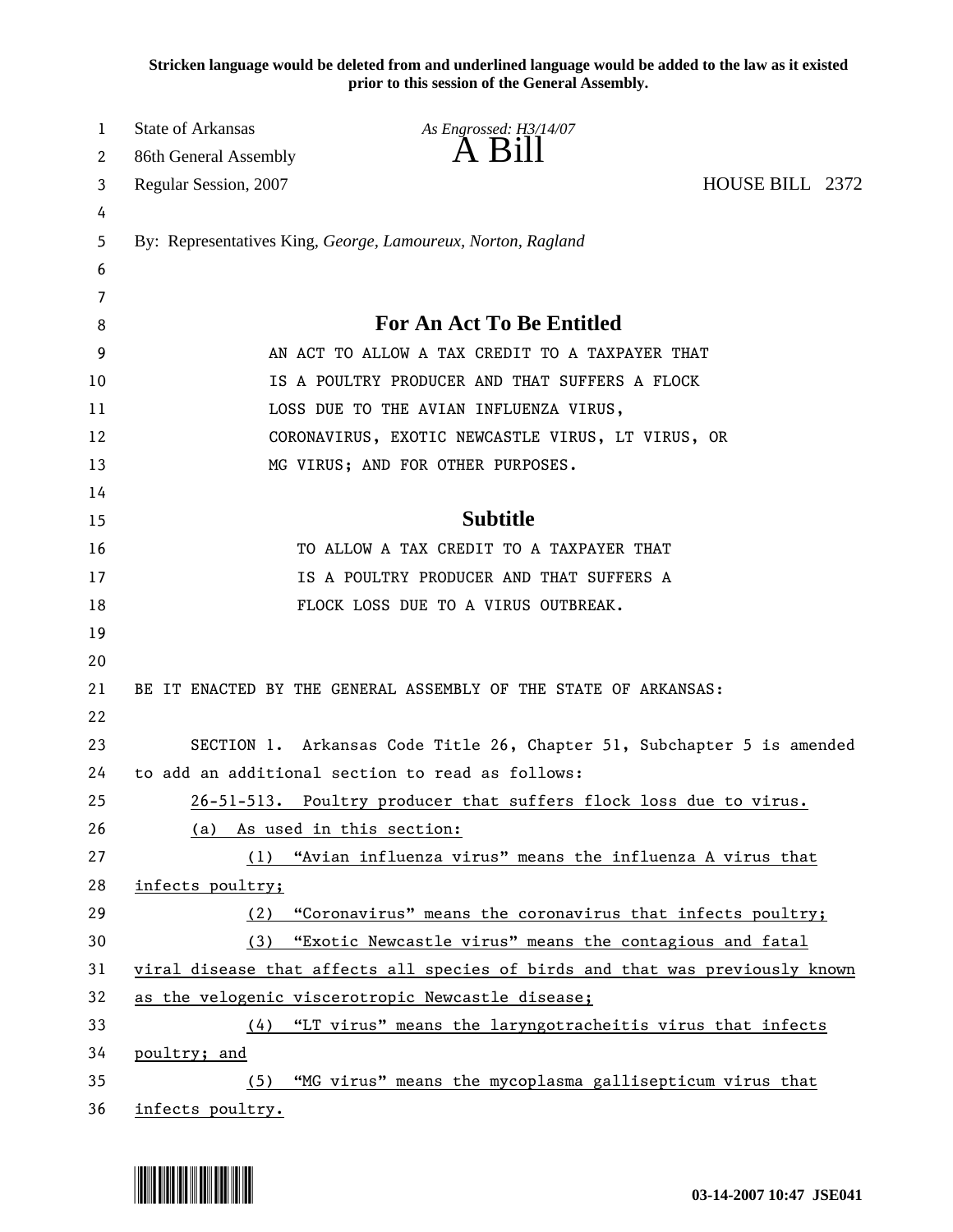**Stricken language would be deleted from and underlined language would be added to the law as it existed prior to this session of the General Assembly.**

State of Arkansas *As Engrossed: H3/14/07*
86th General Assembly **A Bill**
Regular Session, 2007 HOUSE BILL 2372

By: Representatives King, *George, Lamoureux, Norton, Ragland*

## For An Act To Be Entitled

AN ACT TO ALLOW A TAX CREDIT TO A TAXPAYER THAT IS A POULTRY PRODUCER AND THAT SUFFERS A FLOCK LOSS DUE TO THE AVIAN INFLUENZA VIRUS, CORONAVIRUS, EXOTIC NEWCASTLE VIRUS, LT VIRUS, OR MG VIRUS; AND FOR OTHER PURPOSES.

## Subtitle

TO ALLOW A TAX CREDIT TO A TAXPAYER THAT IS A POULTRY PRODUCER AND THAT SUFFERS A FLOCK LOSS DUE TO A VIRUS OUTBREAK.

BE IT ENACTED BY THE GENERAL ASSEMBLY OF THE STATE OF ARKANSAS:

SECTION 1. Arkansas Code Title 26, Chapter 51, Subchapter 5 is amended to add an additional section to read as follows:

26-51-513. Poultry producer that suffers flock loss due to virus.

(a) As used in this section:

(1) "Avian influenza virus" means the influenza A virus that infects poultry;

(2) "Coronavirus" means the coronavirus that infects poultry;

(3) "Exotic Newcastle virus" means the contagious and fatal viral disease that affects all species of birds and that was previously known as the velogenic viscerotropic Newcastle disease;

(4) "LT virus" means the laryngotracheitis virus that infects poultry; and

(5) "MG virus" means the mycoplasma gallisepticum virus that infects poultry.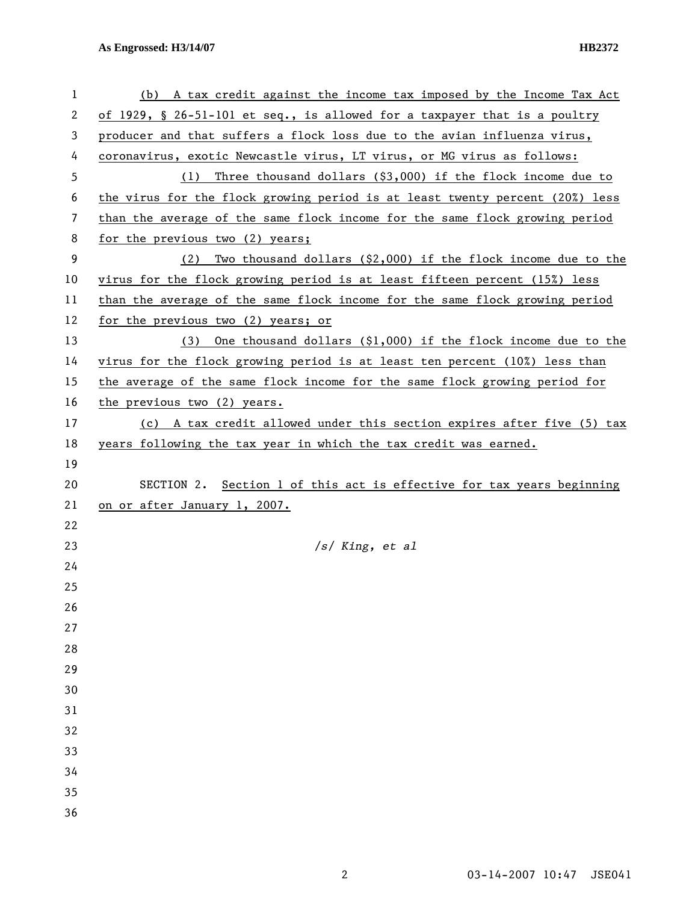(b) A tax credit against the income tax imposed by the Income Tax Act of 1929, § 26-51-101 et seq., is allowed for a taxpayer that is a poultry producer and that suffers a flock loss due to the avian influenza virus, coronavirus, exotic Newcastle virus, LT virus, or MG virus as follows:

(1) Three thousand dollars ($3,000) if the flock income due to the virus for the flock growing period is at least twenty percent (20%) less than the average of the same flock income for the same flock growing period for the previous two (2) years;

(2) Two thousand dollars ($2,000) if the flock income due to the virus for the flock growing period is at least fifteen percent (15%) less than the average of the same flock income for the same flock growing period for the previous two (2) years; or

(3) One thousand dollars ($1,000) if the flock income due to the virus for the flock growing period is at least ten percent (10%) less than the average of the same flock income for the same flock growing period for the previous two (2) years.

(c) A tax credit allowed under this section expires after five (5) tax years following the tax year in which the tax credit was earned.

SECTION 2. Section 1 of this act is effective for tax years beginning on or after January 1, 2007.

*/s/ King, et al*